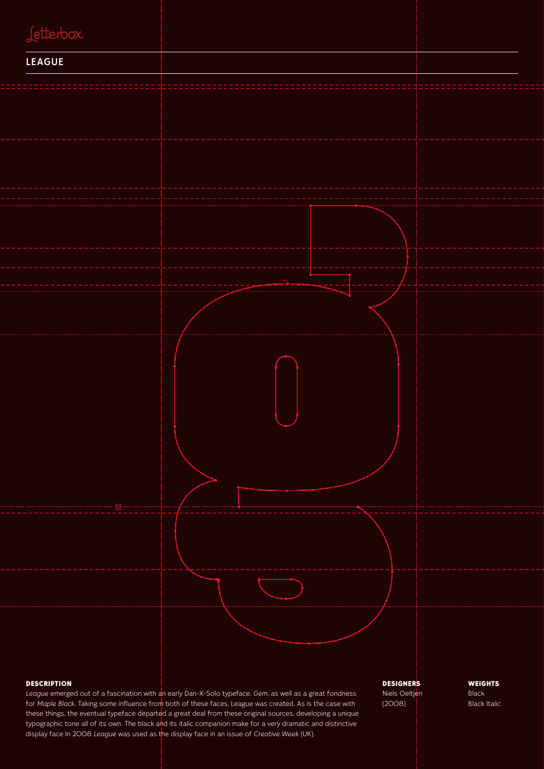Letterbox

# LEAGUE

## DESCRIPTION

*League* emerged out of a fascination with an early Dan-X-Solo typeface, *Gem*, as well as a great fondness for *Maple Black*. Taking some influence from both of these faces, League was created. As is the case with these things, the eventual typeface departed a great deal from these original sources, developing a unique typographic tone all of its own. The black and its italic companion make for a very dramatic and distinctive display face In 2008 *League* was used as the display face in an issue of *Creative Week* (UK).

## DESIGNERS

Niels Oeltjen
(2008)

## WEIGHTS

Black
Black Italic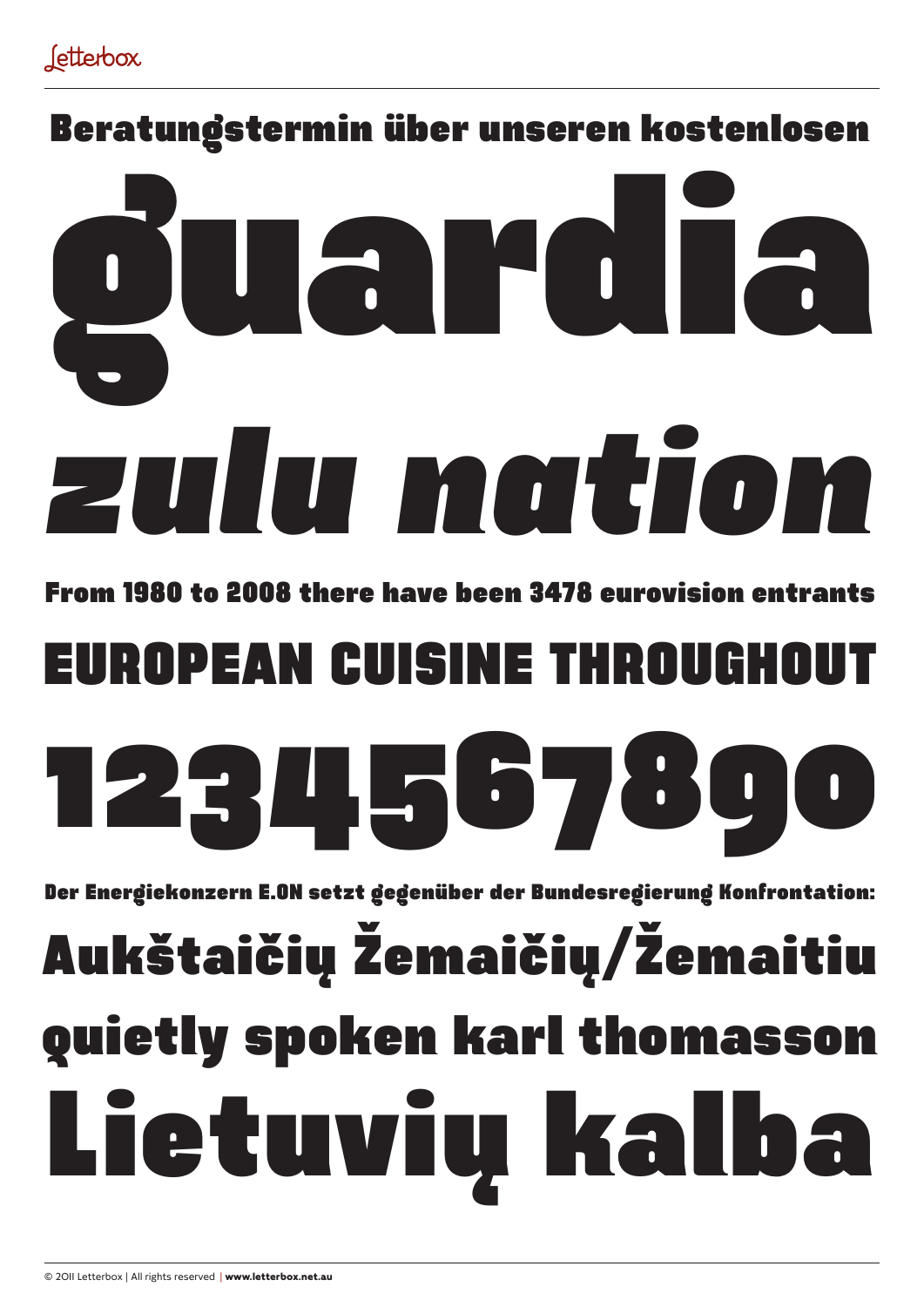Letterbox

Beratungstermin über unseren kostenlosen

# guardia

# *zulu nation*

**From 1980 to 2008 there have been 3478 eurovision entrants**

# EUROPEAN CUISINE THROUGHOUT

# 1234567890

**Der Energiekonzern E.ON setzt gegenüber der Bundesregierung Konfrontation:**

## Aukštaičių Žemaičių/Žemaitiu

## quietly spoken karl thomasson

# Lietuvių kalba

© 2011 Letterbox | All rights reserved | **www.letterbox.net.au**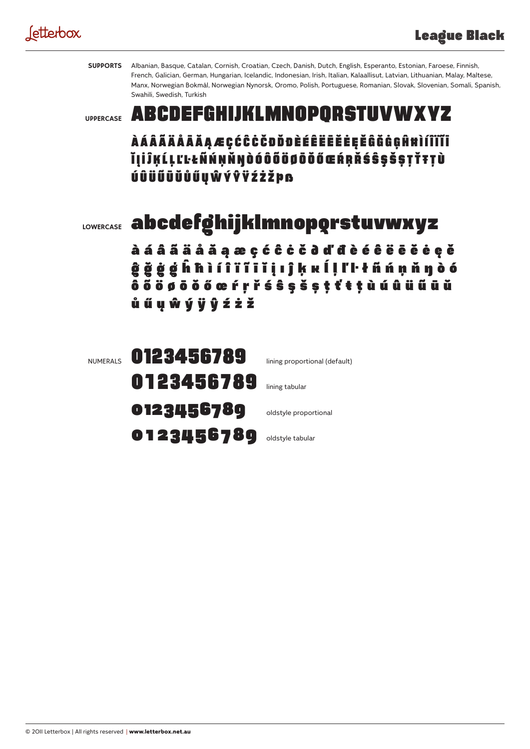**SUPPORTS** Albanian, Basque, Catalan, Cornish, Croatian, Czech, Danish, Dutch, English, Esperanto, Estonian, Faroese, Finnish, French, Galician, German, Hungarian, Icelandic, Indonesian, Irish, Italian, Kalaallisut, Latvian, Lithuanian, Malay, Maltese, Manx, Norwegian Bokmål, Norwegian Nynorsk, Oromo, Polish, Portuguese, Romanian, Slovak, Slovenian, Somali, Spanish, Swahili, Swedish, Turkish

**UPPERCASE** ABCDEFGHIJKLMNOPQRSTUVWXYZ

ÀÁÂÃÄÅĀĂĄÆÇĆĈĊČĐĎĐÈÉÊËĒĔĖĘĚĜĞĠĢĤĦÌÍÎÏĨĪ ĬĮİĴĶĹĻĽĿŁŃŅŇŊÒÓÔÕÖØŌŎŐŒŔŖŘŚŜŞŠȘŢŤŦȚÙ ÚÛÜŨŪŬŮŰŲŴÝŶŸŹŻŽÞß

**LOWERCASE** abcdefghijklmnopqrstuvwxyz

à á â ã ä å ā ă ą æ ç ć ĉ ċ č ð ď đ è é ê ë ē ĕ ė ę ě ĝ ğ ġ ģ ĥ ħ ì í î ï ĩ ī ĭ į ı ĵ ķ ĸ ĺ ļ ľ ŀ ł ñ ń ņ ň ŋ ò ó ô õ ö ø ō ŏ ő œ ŕ ŗ ř ś ŝ ş š ș ţ ť ŧ ț ù ú û ü ũ ū ŭ ů ű ų ŵ ý ÿ ŷ ź ż ž

NUMERALS

0123456789 lining proportional (default)

0123456789 lining tabular

0123456789 oldstyle proportional

0123456789 oldstyle tabular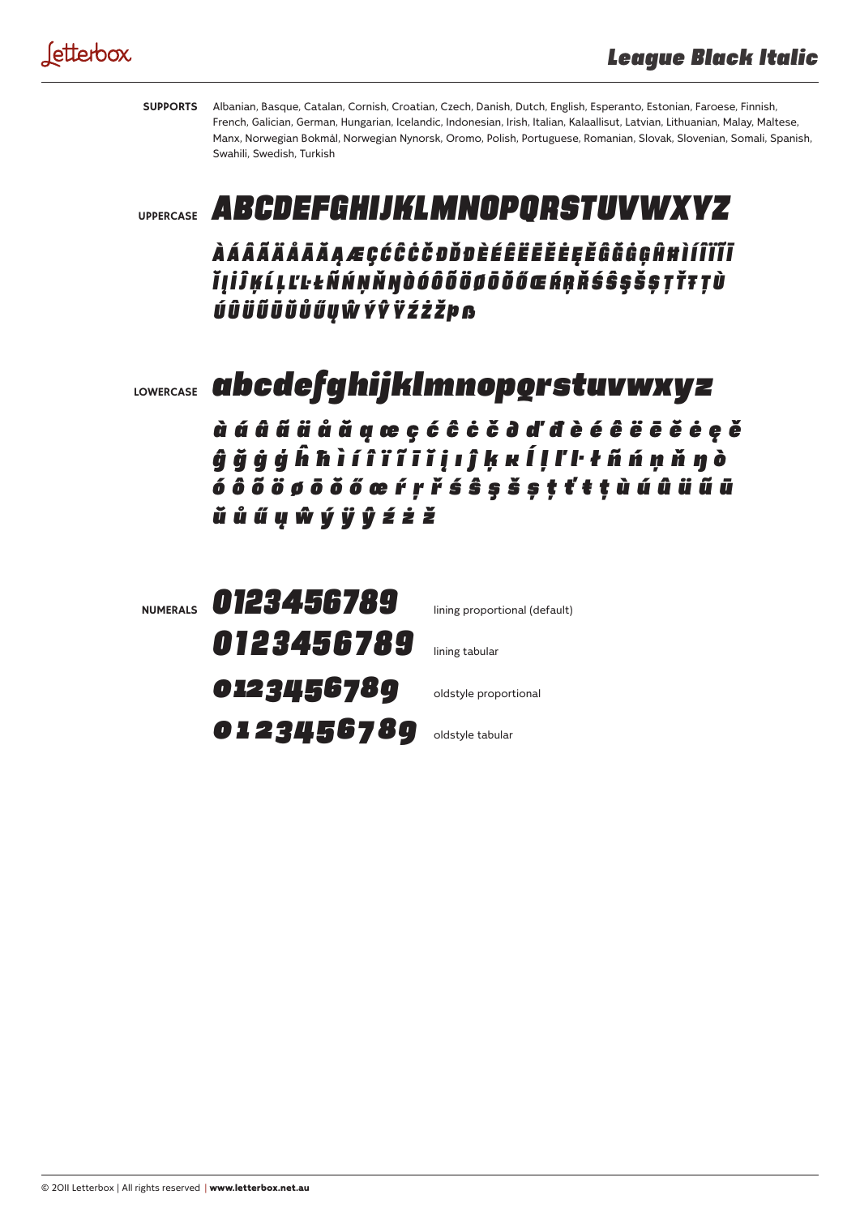# League Black Italic

**SUPPORTS** Albanian, Basque, Catalan, Cornish, Croatian, Czech, Danish, Dutch, English, Esperanto, Estonian, Faroese, Finnish, French, Galician, German, Hungarian, Icelandic, Indonesian, Irish, Italian, Kalaallisut, Latvian, Lithuanian, Malay, Maltese, Manx, Norwegian Bokmål, Norwegian Nynorsk, Oromo, Polish, Portuguese, Romanian, Slovak, Slovenian, Somali, Spanish, Swahili, Swedish, Turkish

**UPPERCASE** ABCDEFGHIJKLMNOPQRSTUVWXYZ

ÀÁÂÃÄÅĀĂĄÆÇĆĈĊČĐĎÐÈÉÊËĒĔĖĘĚĜĞĠĢĤĦÌÍÎÏĨĪĬĮİĴĶĹĻĽĿŁÑŃŅŇŊÒÓÔÕÖØŌŎŐŒŔŖŘŚŜŞŠȘŢŤŦȚÙÚÛÜŨŪŬŮŰŲŴÝŶŸŹŻŽÞß

**LOWERCASE** abcdefghijklmnopqrstuvwxyz

à á â ã ä å ā ă ą æ ç ć ĉ ċ č ð ď đ è é ê ë ē ĕ ė ę ě ĝ ğ ġ ģ ĥ ħ ì í î ï ĩ ī ĭ į ı ĵ ķ ĸ ĺ ļ ľ ŀ ł ñ ń ņ ň ŋ ò ó ô õ ö ø ō ŏ ő œ ŕ ŗ ř ś ŝ ş š ș ţ ť ŧ ț ù ú û ü ũ ū ŭ ů ű ų ŵ ý ÿ ŷ ź ż ž

**NUMERALS**

0123456789 lining proportional (default)

0123456789 lining tabular

0123456789 oldstyle proportional

0123456789 oldstyle tabular

© 2011 Letterbox | All rights reserved | **www.letterbox.net.au**